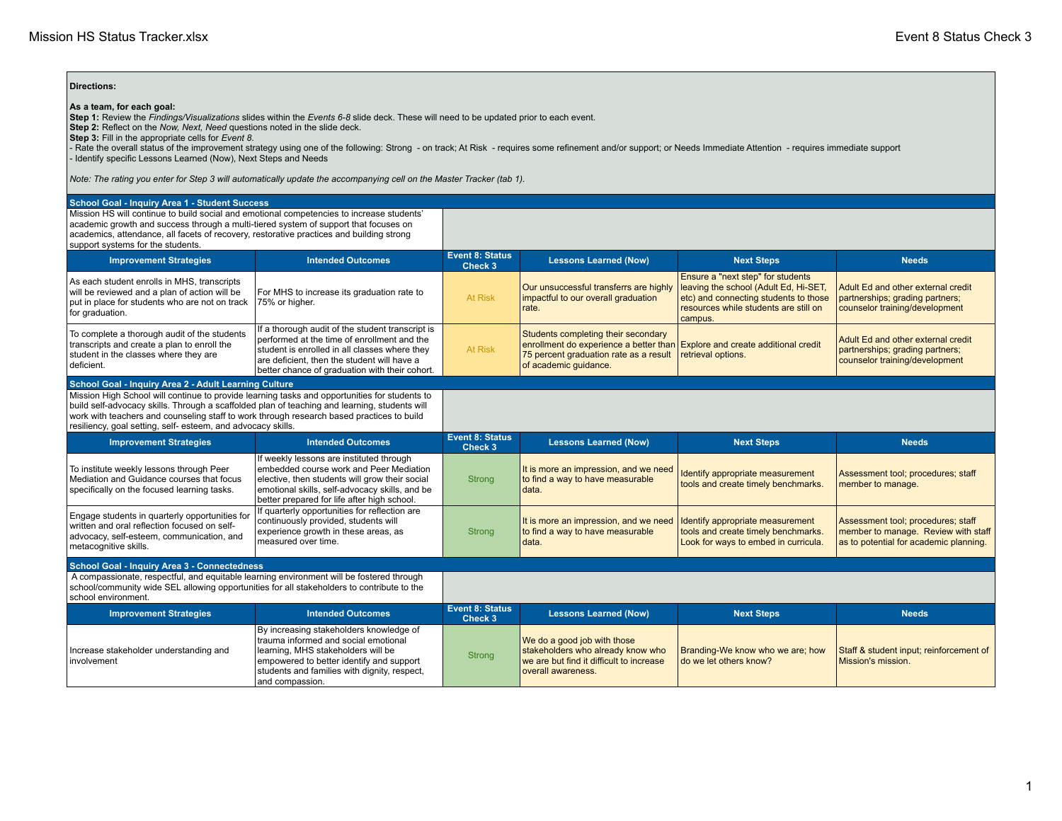**Directions:**

**As a team, for each goal:**
**Step 1:** Review the *Findings/Visualizations* slides within the *Events 6-8* slide deck. These will need to be updated prior to each event.
**Step 2:** Reflect on the *Now, Next, Need* questions noted in the slide deck.
**Step 3:** Fill in the appropriate cells for *Event 8*.
- Rate the overall status of the improvement strategy using one of the following: Strong - on track; At Risk - requires some refinement and/or support; or Needs Immediate Attention - requires immediate support
- Identify specific Lessons Learned (Now), Next Steps and Needs

*Note: The rating you enter for Step 3 will automatically update the accompanying cell on the Master Tracker (tab 1).*

## School Goal - Inquiry Area 1 - Student Success

Mission HS will continue to build social and emotional competencies to increase students' academic growth and success through a multi-tiered system of support that focuses on academics, attendance, all facets of recovery, restorative practices and building strong support systems for the students.

| Improvement Strategies | Intended Outcomes | Event 8: Status Check 3 | Lessons Learned (Now) | Next Steps | Needs |
|---|---|---|---|---|---|
| As each student enrolls in MHS, transcripts will be reviewed and a plan of action will be put in place for students who are not on track for graduation. | For MHS to increase its graduation rate to 75% or higher. | At Risk | Our unsuccessful transferrs are highly impactful to our overall graduation rate. | Ensure a "next step" for students leaving the school (Adult Ed, Hi-SET, etc) and connecting students to those resources while students are still on campus. | Adult Ed and other external credit partnerships; grading partners; counselor training/development |
| To complete a thorough audit of the students transcripts and create a plan to enroll the student in the classes where they are deficient. | If a thorough audit of the student transcript is performed at the time of enrollment and the student is enrolled in all classes where they are deficient, then the student will have a better chance of graduation with their cohort. | At Risk | Students completing their secondary enrollment do experience a better than 75 percent graduation rate as a result of academic guidance. | Explore and create additional credit retrieval options. | Adult Ed and other external credit partnerships; grading partners; counselor training/development |

## School Goal - Inquiry Area 2 - Adult Learning Culture

Mission High School will continue to provide learning tasks and opportunities for students to build self-advocacy skills. Through a scaffolded plan of teaching and learning, students will work with teachers and counseling staff to work through research based practices to build resiliency, goal setting, self- esteem, and advocacy skills.

| Improvement Strategies | Intended Outcomes | Event 8: Status Check 3 | Lessons Learned (Now) | Next Steps | Needs |
|---|---|---|---|---|---|
| To institute weekly lessons through Peer Mediation and Guidance courses that focus specifically on the focused learning tasks. | If weekly lessons are instituted through embedded course work and Peer Mediation elective, then students will grow their social emotional skills, self-advocacy skills, and be better prepared for life after high school. | Strong | It is more an impression, and we need to find a way to have measurable data. | Identify appropriate measurement tools and create timely benchmarks. | Assessment tool; procedures; staff member to manage. |
| Engage students in quarterly opportunities for written and oral reflection focused on self-advocacy, self-esteem, communication, and metacognitive skills. | If quarterly opportunities for reflection are continuously provided, students will experience growth in these areas, as measured over time. | Strong | It is more an impression, and we need to find a way to have measurable data. | Identify appropriate measurement tools and create timely benchmarks. Look for ways to embed in curricula. | Assessment tool; procedures; staff member to manage. Review with staff as to potential for academic planning. |

## School Goal - Inquiry Area 3 - Connectedness

A compassionate, respectful, and equitable learning environment will be fostered through school/community wide SEL allowing opportunities for all stakeholders to contribute to the school environment.

| Improvement Strategies | Intended Outcomes | Event 8: Status Check 3 | Lessons Learned (Now) | Next Steps | Needs |
|---|---|---|---|---|---|
| Increase stakeholder understanding and involvement | By increasing stakeholders knowledge of trauma informed and social emotional learning, MHS stakeholders will be empowered to better identify and support students and families with dignity, respect, and compassion. | Strong | We do a good job with those stakeholders who already know who we are but find it difficult to increase overall awareness. | Branding-We know who we are; how do we let others know? | Staff & student input; reinforcement of Mission's mission. |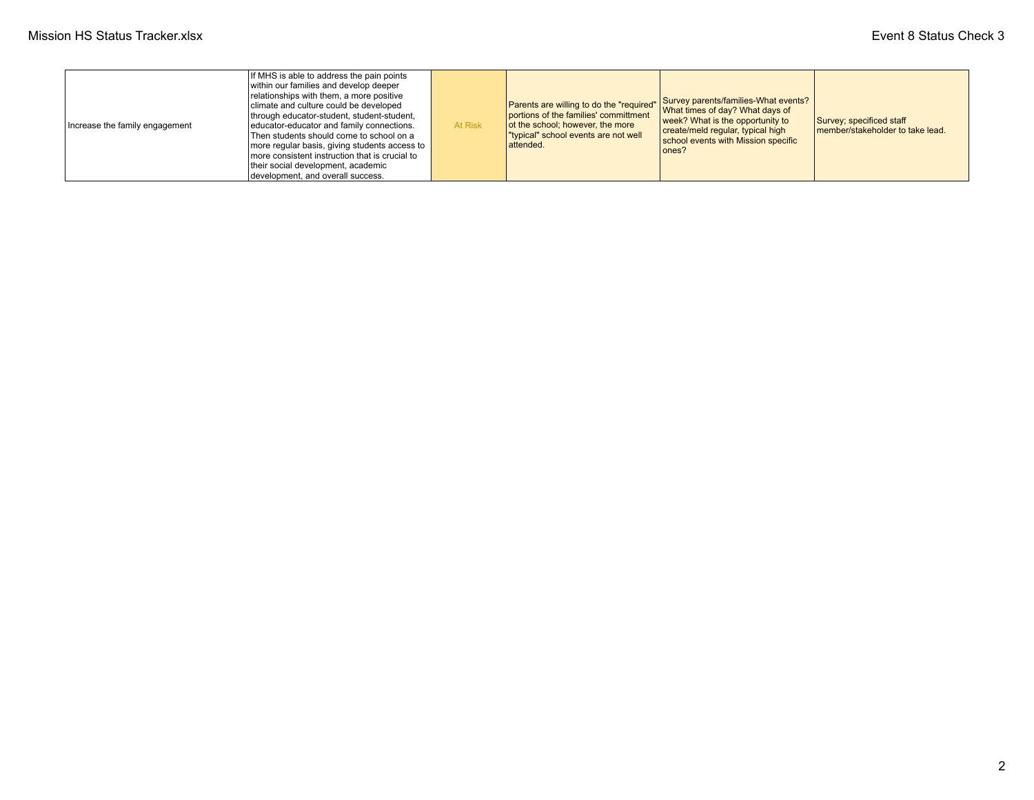| | | | | | |
|---|---|---|---|---|---|
| Increase the family engagement | If MHS is able to address the pain points within our families and develop deeper relationships with them, a more positive climate and culture could be developed through educator-student, student-student, educator-educator and family connections. Then students should come to school on a more regular basis, giving students access to more consistent instruction that is crucial to their social development, academic development, and overall success. | At Risk | Parents are willing to do the "required" portions of the families' committment ot the school; however, the more "typical" school events are not well attended. | Survey parents/families-What events? What times of day? What days of week? What is the opportunity to create/meld regular, typical high school events with Mission specific ones? | Survey; specificed staff member/stakeholder to take lead. |